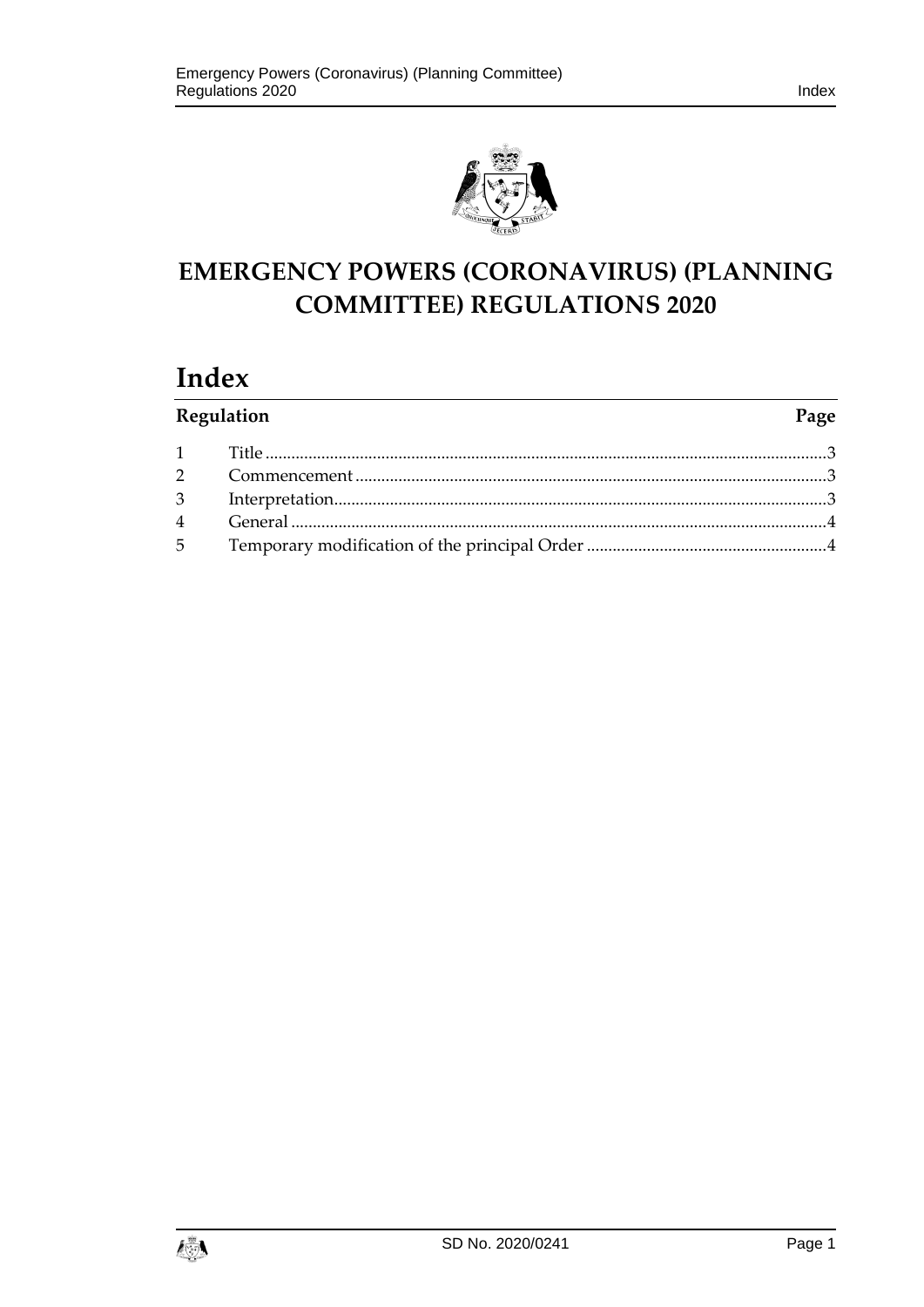# EMERGENCY POWERS (CORONAVIRUS) (PLANNING COMMITTEE) REGULATIONS 2020

## Index

| Regulation | | Page |
|---|---|---|
| 1 | Title | 3 |
| 2 | Commencement | 3 |
| 3 | Interpretation | 3 |
| 4 | General | 4 |
| 5 | Temporary modification of the principal Order | 4 |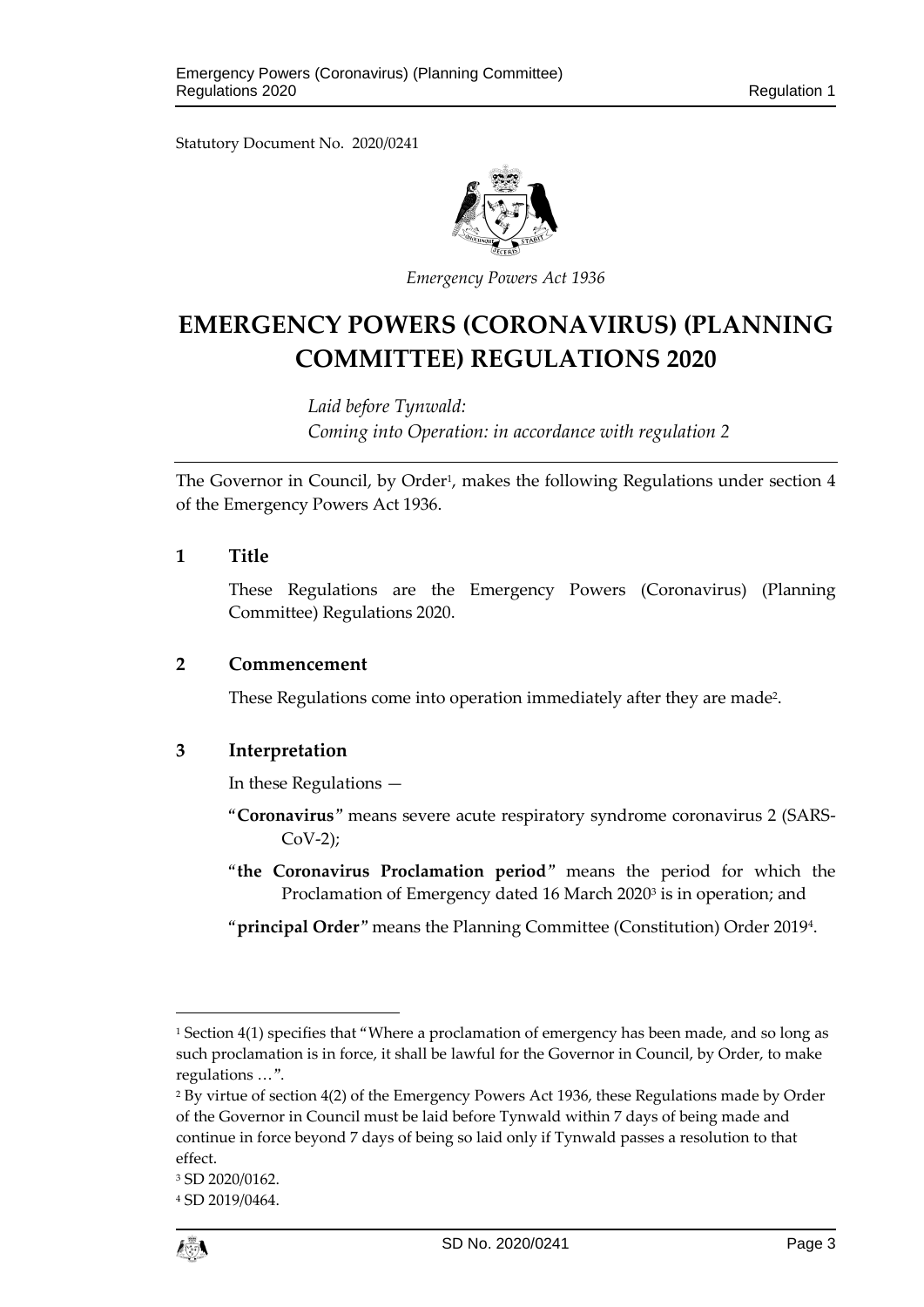Statutory Document No. 2020/0241

*Emergency Powers Act 1936*

# EMERGENCY POWERS (CORONAVIRUS) (PLANNING COMMITTEE) REGULATIONS 2020

*Laid before Tynwald:*
*Coming into Operation: in accordance with regulation 2*

The Governor in Council, by Order[1], makes the following Regulations under section 4 of the Emergency Powers Act 1936.

## 1 Title

These Regulations are the Emergency Powers (Coronavirus) (Planning Committee) Regulations 2020.

## 2 Commencement

These Regulations come into operation immediately after they are made[2].

## 3 Interpretation

In these Regulations —

"**Coronavirus**" means severe acute respiratory syndrome coronavirus 2 (SARS-CoV-2);

"**the Coronavirus Proclamation period**" means the period for which the Proclamation of Emergency dated 16 March 2020[3] is in operation; and

"**principal Order**" means the Planning Committee (Constitution) Order 2019[4].

---

[1] Section 4(1) specifies that "Where a proclamation of emergency has been made, and so long as such proclamation is in force, it shall be lawful for the Governor in Council, by Order, to make regulations …".

[2] By virtue of section 4(2) of the Emergency Powers Act 1936, these Regulations made by Order of the Governor in Council must be laid before Tynwald within 7 days of being made and continue in force beyond 7 days of being so laid only if Tynwald passes a resolution to that effect.

[3] SD 2020/0162.

[4] SD 2019/0464.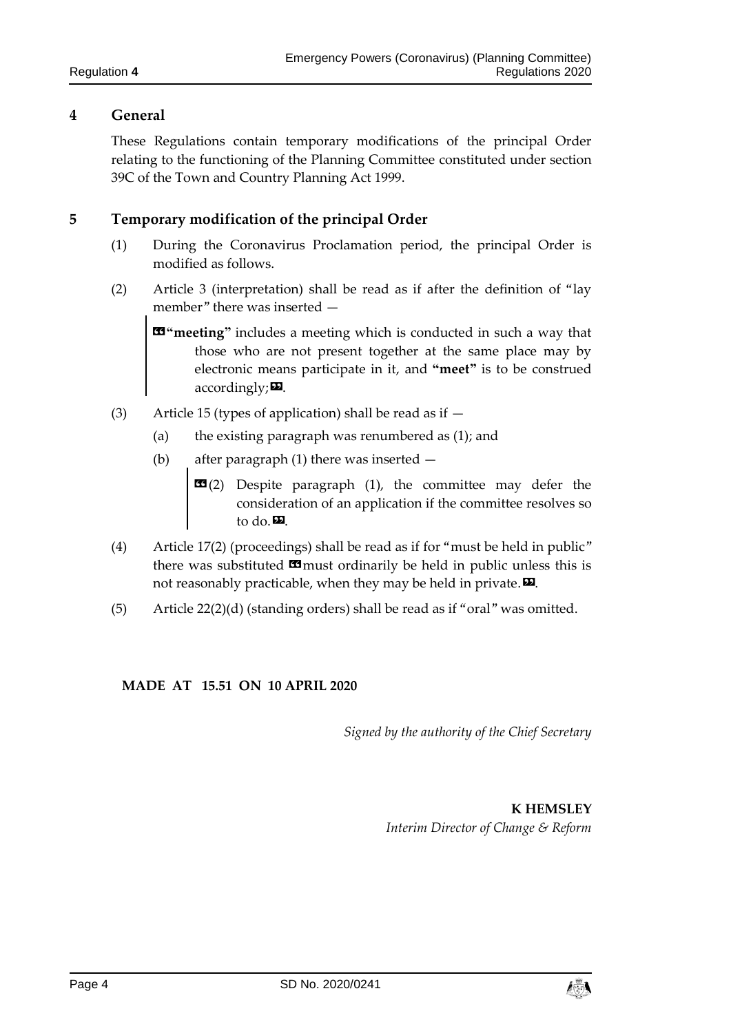## 4 General

These Regulations contain temporary modifications of the principal Order relating to the functioning of the Planning Committee constituted under section 39C of the Town and Country Planning Act 1999.

## 5 Temporary modification of the principal Order

(1) During the Coronavirus Proclamation period, the principal Order is modified as follows.

(2) Article 3 (interpretation) shall be read as if after the definition of "lay member" there was inserted —

> «**"meeting"** includes a meeting which is conducted in such a way that those who are not present together at the same place may by electronic means participate in it, and **"meet"** is to be construed accordingly;».

(3) Article 15 (types of application) shall be read as if —

(a) the existing paragraph was renumbered as (1); and

(b) after paragraph (1) there was inserted —

> «(2) Despite paragraph (1), the committee may defer the consideration of an application if the committee resolves so to do.».

(4) Article 17(2) (proceedings) shall be read as if for "must be held in public" there was substituted «must ordinarily be held in public unless this is not reasonably practicable, when they may be held in private.».

(5) Article 22(2)(d) (standing orders) shall be read as if "oral" was omitted.

**MADE AT 15.51 ON 10 APRIL 2020**

*Signed by the authority of the Chief Secretary*

**K HEMSLEY**
*Interim Director of Change & Reform*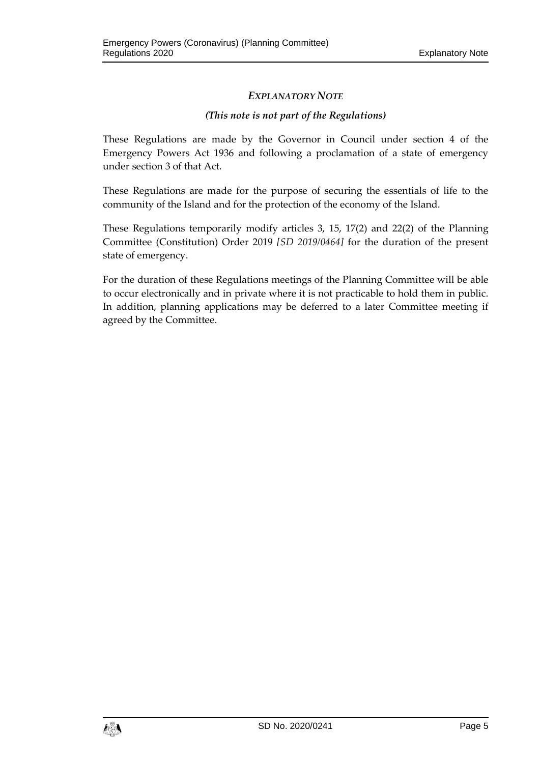## *EXPLANATORY NOTE*

***(This note is not part of the Regulations)***

These Regulations are made by the Governor in Council under section 4 of the Emergency Powers Act 1936 and following a proclamation of a state of emergency under section 3 of that Act.

These Regulations are made for the purpose of securing the essentials of life to the community of the Island and for the protection of the economy of the Island.

These Regulations temporarily modify articles 3, 15, 17(2) and 22(2) of the Planning Committee (Constitution) Order 2019 *[SD 2019/0464]* for the duration of the present state of emergency.

For the duration of these Regulations meetings of the Planning Committee will be able to occur electronically and in private where it is not practicable to hold them in public. In addition, planning applications may be deferred to a later Committee meeting if agreed by the Committee.